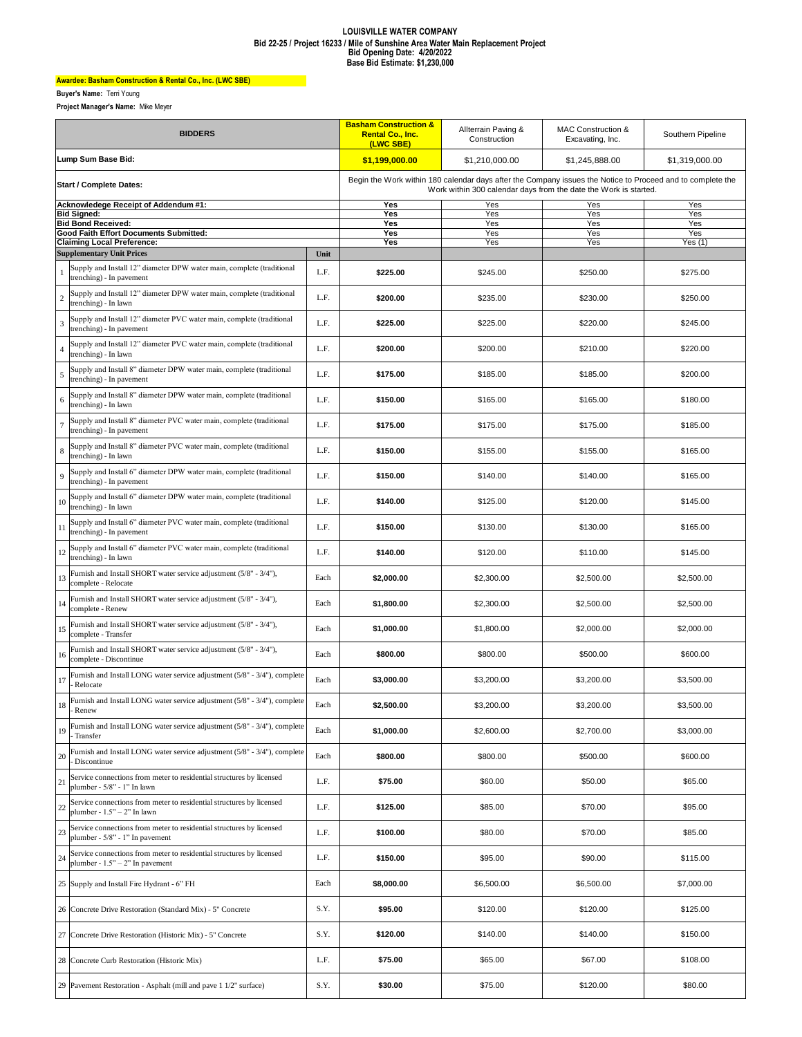# LOUISVILLE WATER COMPANY

**Bid 22-25 / Project 16233 / Mile of Sunshine Area Water Main Replacement Project**
**Bid Opening Date: 4/20/2022**
**Base Bid Estimate: $1,230,000**

**Awardee: Basham Construction & Rental Co., Inc. (LWC SBE)**

**Buyer's Name:** Terri Young

**Project Manager's Name:** Mike Meyer

| | BIDDERS | | **Basham Construction & Rental Co., Inc. (LWC SBE)** | Allterrain Paving & Construction | MAC Construction & Excavating, Inc. | Southern Pipeline |
|---|---|---|---|---|---|---|
| **Lump Sum Base Bid:** | | | **$1,199,000.00** | $1,210,000.00 | $1,245,888.00 | $1,319,000.00 |
| **Start / Complete Dates:** | | | Begin the Work within 180 calendar days after the Company issues the Notice to Proceed and to complete the Work within 300 calendar days from the date the Work is started. | | | |
| **Acknowledege Receipt of Addendum #1:** | | | Yes | Yes | Yes | Yes |
| **Bid Signed:** | | | Yes | Yes | Yes | Yes |
| **Bid Bond Received:** | | | Yes | Yes | Yes | Yes |
| **Good Faith Effort Documents Submitted:** | | | Yes | Yes | Yes | Yes |
| **Claiming Local Preference:** | | | Yes | Yes | Yes | Yes (1) |
| **Supplementary Unit Prices** | | **Unit** | | | | |
| 1 | Supply and Install 12" diameter DPW water main, complete (traditional trenching) - In pavement | L.F. | **$225.00** | $245.00 | $250.00 | $275.00 |
| 2 | Supply and Install 12" diameter DPW water main, complete (traditional trenching) - In lawn | L.F. | **$200.00** | $235.00 | $230.00 | $250.00 |
| 3 | Supply and Install 12" diameter PVC water main, complete (traditional trenching) - In pavement | L.F. | **$225.00** | $225.00 | $220.00 | $245.00 |
| 4 | Supply and Install 12" diameter PVC water main, complete (traditional trenching) - In lawn | L.F. | **$200.00** | $200.00 | $210.00 | $220.00 |
| 5 | Supply and Install 8" diameter DPW water main, complete (traditional trenching) - In pavement | L.F. | **$175.00** | $185.00 | $185.00 | $200.00 |
| 6 | Supply and Install 8" diameter DPW water main, complete (traditional trenching) - In lawn | L.F. | **$150.00** | $165.00 | $165.00 | $180.00 |
| 7 | Supply and Install 8" diameter PVC water main, complete (traditional trenching) - In pavement | L.F. | **$175.00** | $175.00 | $175.00 | $185.00 |
| 8 | Supply and Install 8" diameter PVC water main, complete (traditional trenching) - In lawn | L.F. | **$150.00** | $155.00 | $155.00 | $165.00 |
| 9 | Supply and Install 6" diameter DPW water main, complete (traditional trenching) - In pavement | L.F. | **$150.00** | $140.00 | $140.00 | $165.00 |
| 10 | Supply and Install 6" diameter DPW water main, complete (traditional trenching) - In lawn | L.F. | **$140.00** | $125.00 | $120.00 | $145.00 |
| 11 | Supply and Install 6" diameter PVC water main, complete (traditional trenching) - In pavement | L.F. | **$150.00** | $130.00 | $130.00 | $165.00 |
| 12 | Supply and Install 6" diameter PVC water main, complete (traditional trenching) - In lawn | L.F. | **$140.00** | $120.00 | $110.00 | $145.00 |
| 13 | Furnish and Install SHORT water service adjustment (5/8" - 3/4"), complete - Relocate | Each | **$2,000.00** | $2,300.00 | $2,500.00 | $2,500.00 |
| 14 | Furnish and Install SHORT water service adjustment (5/8" - 3/4"), complete - Renew | Each | **$1,800.00** | $2,300.00 | $2,500.00 | $2,500.00 |
| 15 | Furnish and Install SHORT water service adjustment (5/8" - 3/4"), complete - Transfer | Each | **$1,000.00** | $1,800.00 | $2,000.00 | $2,000.00 |
| 16 | Furnish and Install SHORT water service adjustment (5/8" - 3/4"), complete - Discontinue | Each | **$800.00** | $800.00 | $500.00 | $600.00 |
| 17 | Furnish and Install LONG water service adjustment (5/8" - 3/4"), complete - Relocate | Each | **$3,000.00** | $3,200.00 | $3,200.00 | $3,500.00 |
| 18 | Furnish and Install LONG water service adjustment (5/8" - 3/4"), complete - Renew | Each | **$2,500.00** | $3,200.00 | $3,200.00 | $3,500.00 |
| 19 | Furnish and Install LONG water service adjustment (5/8" - 3/4"), complete - Transfer | Each | **$1,000.00** | $2,600.00 | $2,700.00 | $3,000.00 |
| 20 | Furnish and Install LONG water service adjustment (5/8" - 3/4"), complete - Discontinue | Each | **$800.00** | $800.00 | $500.00 | $600.00 |
| 21 | Service connections from meter to residential structures by licensed plumber - 5/8" - 1" In lawn | L.F. | **$75.00** | $60.00 | $50.00 | $65.00 |
| 22 | Service connections from meter to residential structures by licensed plumber - 1.5" – 2" In lawn | L.F. | **$125.00** | $85.00 | $70.00 | $95.00 |
| 23 | Service connections from meter to residential structures by licensed plumber - 5/8" - 1" In pavement | L.F. | **$100.00** | $80.00 | $70.00 | $85.00 |
| 24 | Service connections from meter to residential structures by licensed plumber - 1.5" – 2" In pavement | L.F. | **$150.00** | $95.00 | $90.00 | $115.00 |
| 25 | Supply and Install Fire Hydrant - 6" FH | Each | **$8,000.00** | $6,500.00 | $6,500.00 | $7,000.00 |
| 26 | Concrete Drive Restoration (Standard Mix) - 5" Concrete | S.Y. | **$95.00** | $120.00 | $120.00 | $125.00 |
| 27 | Concrete Drive Restoration (Historic Mix) - 5" Concrete | S.Y. | **$120.00** | $140.00 | $140.00 | $150.00 |
| 28 | Concrete Curb Restoration (Historic Mix) | L.F. | **$75.00** | $65.00 | $67.00 | $108.00 |
| 29 | Pavement Restoration - Asphalt (mill and pave 1 1/2" surface) | S.Y. | **$30.00** | $75.00 | $120.00 | $80.00 |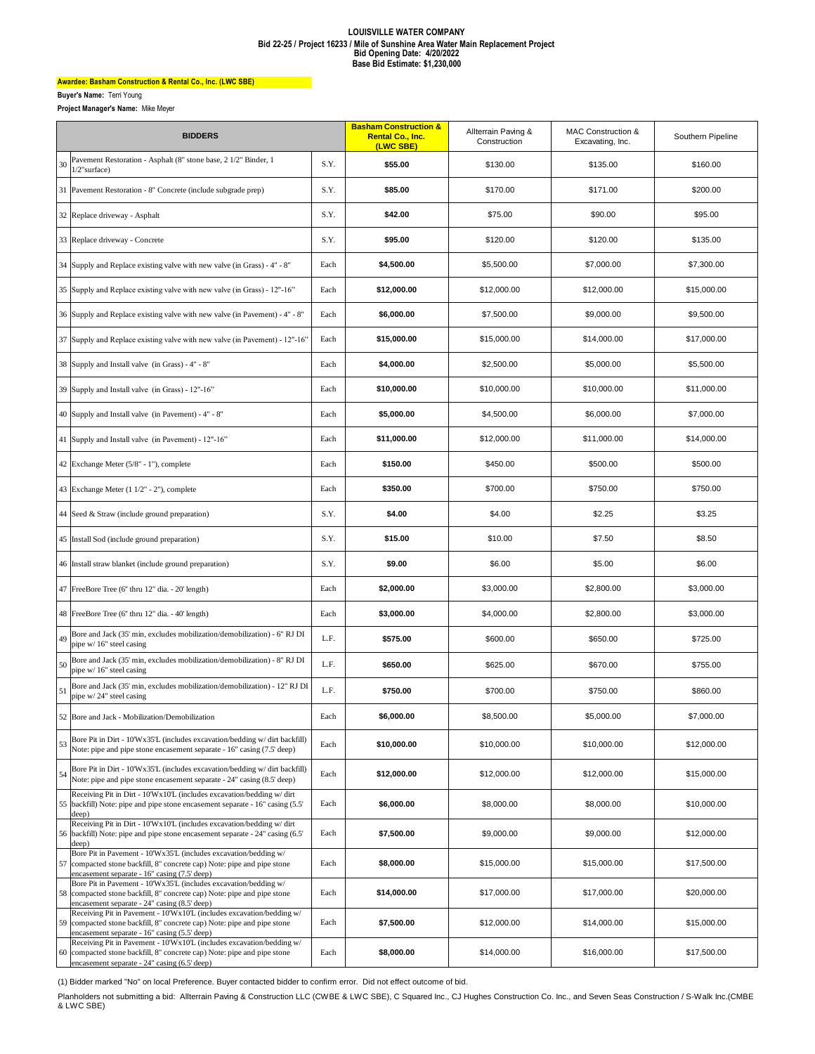**LOUISVILLE WATER COMPANY**
**Bid 22-25 / Project 16233 / Mile of Sunshine Area Water Main Replacement Project**
**Bid Opening Date: 4/20/2022**
**Base Bid Estimate: $1,230,000**

**Awardee: Basham Construction & Rental Co., Inc. (LWC SBE)**

**Buyer's Name:** Terri Young

**Project Manager's Name:** Mike Meyer

| BIDDERS | | | Basham Construction & Rental Co., Inc. (LWC SBE) | Allterrain Paving & Construction | MAC Construction & Excavating, Inc. | Southern Pipeline |
|---|---|---|---|---|---|---|
| 30 | Pavement Restoration - Asphalt (8" stone base, 2 1/2" Binder, 1 1/2"surface) | S.Y. | **$55.00** | $130.00 | $135.00 | $160.00 |
| 31 | Pavement Restoration - 8" Concrete (include subgrade prep) | S.Y. | **$85.00** | $170.00 | $171.00 | $200.00 |
| 32 | Replace driveway - Asphalt | S.Y. | **$42.00** | $75.00 | $90.00 | $95.00 |
| 33 | Replace driveway - Concrete | S.Y. | **$95.00** | $120.00 | $120.00 | $135.00 |
| 34 | Supply and Replace existing valve with new valve (in Grass) - 4" - 8" | Each | **$4,500.00** | $5,500.00 | $7,000.00 | $7,300.00 |
| 35 | Supply and Replace existing valve with new valve (in Grass) - 12"-16" | Each | **$12,000.00** | $12,000.00 | $12,000.00 | $15,000.00 |
| 36 | Supply and Replace existing valve with new valve (in Pavement) - 4" - 8" | Each | **$6,000.00** | $7,500.00 | $9,000.00 | $9,500.00 |
| 37 | Supply and Replace existing valve with new valve (in Pavement) - 12"-16" | Each | **$15,000.00** | $15,000.00 | $14,000.00 | $17,000.00 |
| 38 | Supply and Install valve (in Grass) - 4" - 8" | Each | **$4,000.00** | $2,500.00 | $5,000.00 | $5,500.00 |
| 39 | Supply and Install valve (in Grass) - 12"-16" | Each | **$10,000.00** | $10,000.00 | $10,000.00 | $11,000.00 |
| 40 | Supply and Install valve (in Pavement) - 4" - 8" | Each | **$5,000.00** | $4,500.00 | $6,000.00 | $7,000.00 |
| 41 | Supply and Install valve (in Pavement) - 12"-16" | Each | **$11,000.00** | $12,000.00 | $11,000.00 | $14,000.00 |
| 42 | Exchange Meter (5/8" - 1"), complete | Each | **$150.00** | $450.00 | $500.00 | $500.00 |
| 43 | Exchange Meter (1 1/2" - 2"), complete | Each | **$350.00** | $700.00 | $750.00 | $750.00 |
| 44 | Seed & Straw (include ground preparation) | S.Y. | **$4.00** | $4.00 | $2.25 | $3.25 |
| 45 | Install Sod (include ground preparation) | S.Y. | **$15.00** | $10.00 | $7.50 | $8.50 |
| 46 | Install straw blanket (include ground preparation) | S.Y. | **$9.00** | $6.00 | $5.00 | $6.00 |
| 47 | FreeBore Tree (6" thru 12" dia. - 20' length) | Each | **$2,000.00** | $3,000.00 | $2,800.00 | $3,000.00 |
| 48 | FreeBore Tree (6" thru 12" dia. - 40' length) | Each | **$3,000.00** | $4,000.00 | $2,800.00 | $3,000.00 |
| 49 | Bore and Jack (35' min, excludes mobilization/demobilization) - 6" RJ DI pipe w/ 16" steel casing | L.F. | **$575.00** | $600.00 | $650.00 | $725.00 |
| 50 | Bore and Jack (35' min, excludes mobilization/demobilization) - 8" RJ DI pipe w/ 16" steel casing | L.F. | **$650.00** | $625.00 | $670.00 | $755.00 |
| 51 | Bore and Jack (35' min, excludes mobilization/demobilization) - 12" RJ DI pipe w/ 24" steel casing | L.F. | **$750.00** | $700.00 | $750.00 | $860.00 |
| 52 | Bore and Jack - Mobilization/Demobilization | Each | **$6,000.00** | $8,500.00 | $5,000.00 | $7,000.00 |
| 53 | Bore Pit in Dirt - 10'Wx35'L (includes excavation/bedding w/ dirt backfill) Note: pipe and pipe stone encasement separate - 16" casing (7.5' deep) | Each | **$10,000.00** | $10,000.00 | $10,000.00 | $12,000.00 |
| 54 | Bore Pit in Dirt - 10'Wx35'L (includes excavation/bedding w/ dirt backfill) Note: pipe and pipe stone encasement separate - 24" casing (8.5' deep) | Each | **$12,000.00** | $12,000.00 | $12,000.00 | $15,000.00 |
| 55 | Receiving Pit in Dirt - 10'Wx10'L (includes excavation/bedding w/ dirt backfill) Note: pipe and pipe stone encasement separate - 16" casing (5.5' deep) | Each | **$6,000.00** | $8,000.00 | $8,000.00 | $10,000.00 |
| 56 | Receiving Pit in Dirt - 10'Wx10'L (includes excavation/bedding w/ dirt backfill) Note: pipe and pipe stone encasement separate - 24" casing (6.5' deep) | Each | **$7,500.00** | $9,000.00 | $9,000.00 | $12,000.00 |
| 57 | Bore Pit in Pavement - 10'Wx35'L (includes excavation/bedding w/ compacted stone backfill, 8" concrete cap) Note: pipe and pipe stone encasement separate - 16" casing (7.5' deep) | Each | **$8,000.00** | $15,000.00 | $15,000.00 | $17,500.00 |
| 58 | Bore Pit in Pavement - 10'Wx35'L (includes excavation/bedding w/ compacted stone backfill, 8" concrete cap) Note: pipe and pipe stone encasement separate - 24" casing (8.5' deep) | Each | **$14,000.00** | $17,000.00 | $17,000.00 | $20,000.00 |
| 59 | Receiving Pit in Pavement - 10'Wx10'L (includes excavation/bedding w/ compacted stone backfill, 8" concrete cap) Note: pipe and pipe stone encasement separate - 16" casing (5.5' deep) | Each | **$7,500.00** | $12,000.00 | $14,000.00 | $15,000.00 |
| 60 | Receiving Pit in Pavement - 10'Wx10'L (includes excavation/bedding w/ compacted stone backfill, 8" concrete cap) Note: pipe and pipe stone encasement separate - 24" casing (6.5' deep) | Each | **$8,000.00** | $14,000.00 | $16,000.00 | $17,500.00 |

(1) Bidder marked "No" on local Preference. Buyer contacted bidder to confirm error. Did not effect outcome of bid.

Planholders not submitting a bid: Allterrain Paving & Construction LLC (CWBE & LWC SBE), C Squared Inc., CJ Hughes Construction Co. Inc., and Seven Seas Construction / S-Walk Inc.(CMBE & LWC SBE)